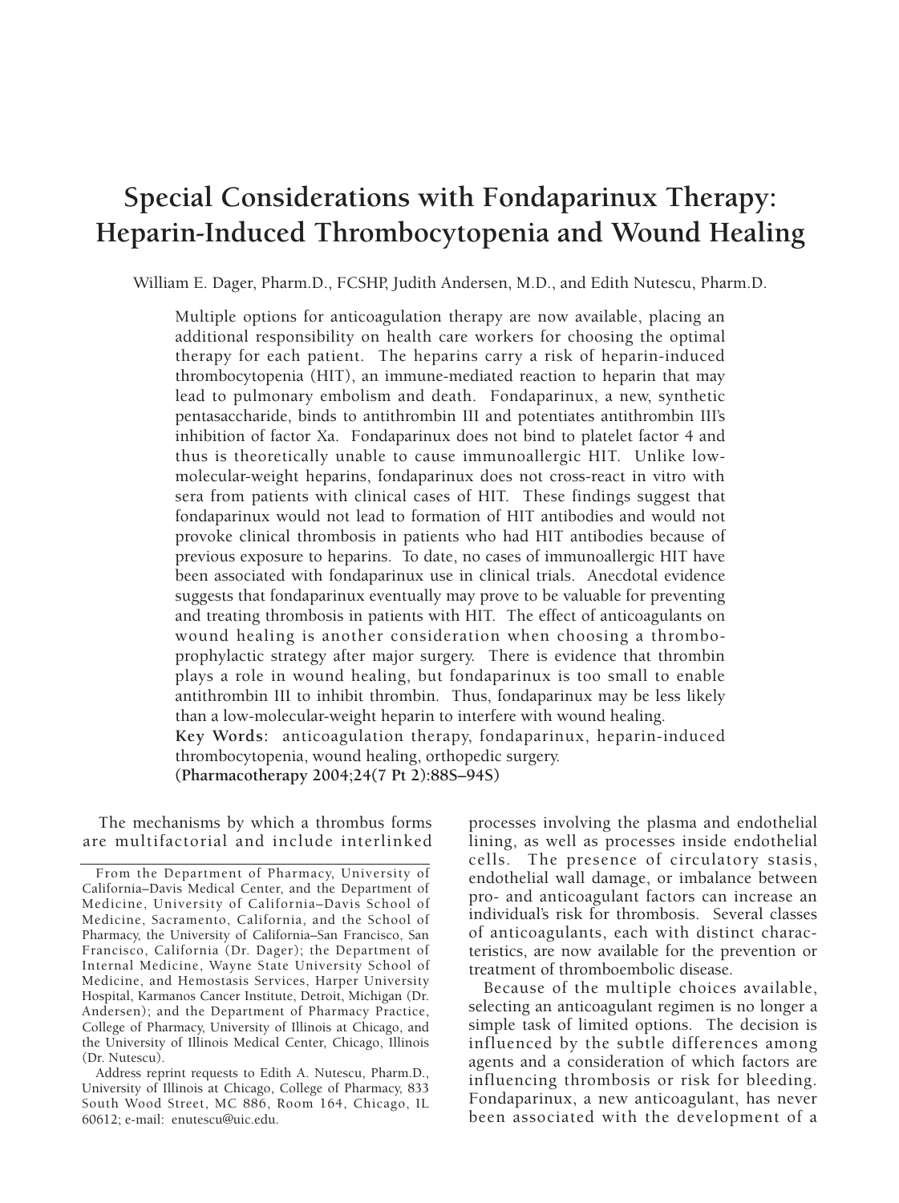# Special Considerations with Fondaparinux Therapy: Heparin-Induced Thrombocytopenia and Wound Healing

William E. Dager, Pharm.D., FCSHP, Judith Andersen, M.D., and Edith Nutescu, Pharm.D.

Multiple options for anticoagulation therapy are now available, placing an additional responsibility on health care workers for choosing the optimal therapy for each patient. The heparins carry a risk of heparin-induced thrombocytopenia (HIT), an immune-mediated reaction to heparin that may lead to pulmonary embolism and death. Fondaparinux, a new, synthetic pentasaccharide, binds to antithrombin III and potentiates antithrombin III's inhibition of factor Xa. Fondaparinux does not bind to platelet factor 4 and thus is theoretically unable to cause immunoallergic HIT. Unlike low-molecular-weight heparins, fondaparinux does not cross-react in vitro with sera from patients with clinical cases of HIT. These findings suggest that fondaparinux would not lead to formation of HIT antibodies and would not provoke clinical thrombosis in patients who had HIT antibodies because of previous exposure to heparins. To date, no cases of immunoallergic HIT have been associated with fondaparinux use in clinical trials. Anecdotal evidence suggests that fondaparinux eventually may prove to be valuable for preventing and treating thrombosis in patients with HIT. The effect of anticoagulants on wound healing is another consideration when choosing a thromboprophylactic strategy after major surgery. There is evidence that thrombin plays a role in wound healing, but fondaparinux is too small to enable antithrombin III to inhibit thrombin. Thus, fondaparinux may be less likely than a low-molecular-weight heparin to interfere with wound healing.

**Key Words:** anticoagulation therapy, fondaparinux, heparin-induced thrombocytopenia, wound healing, orthopedic surgery.

**(Pharmacotherapy 2004;24(7 Pt 2):88S–94S)**

The mechanisms by which a thrombus forms are multifactorial and include interlinked processes involving the plasma and endothelial lining, as well as processes inside endothelial cells. The presence of circulatory stasis, endothelial wall damage, or imbalance between pro- and anticoagulant factors can increase an individual's risk for thrombosis. Several classes of anticoagulants, each with distinct characteristics, are now available for the prevention or treatment of thromboembolic disease.

Because of the multiple choices available, selecting an anticoagulant regimen is no longer a simple task of limited options. The decision is influenced by the subtle differences among agents and a consideration of which factors are influencing thrombosis or risk for bleeding. Fondaparinux, a new anticoagulant, has never been associated with the development of a

From the Department of Pharmacy, University of California–Davis Medical Center, and the Department of Medicine, University of California–Davis School of Medicine, Sacramento, California, and the School of Pharmacy, the University of California–San Francisco, San Francisco, California (Dr. Dager); the Department of Internal Medicine, Wayne State University School of Medicine, and Hemostasis Services, Harper University Hospital, Karmanos Cancer Institute, Detroit, Michigan (Dr. Andersen); and the Department of Pharmacy Practice, College of Pharmacy, University of Illinois at Chicago, and the University of Illinois Medical Center, Chicago, Illinois (Dr. Nutescu).

Address reprint requests to Edith A. Nutescu, Pharm.D., University of Illinois at Chicago, College of Pharmacy, 833 South Wood Street, MC 886, Room 164, Chicago, IL 60612; e-mail: enutescu@uic.edu.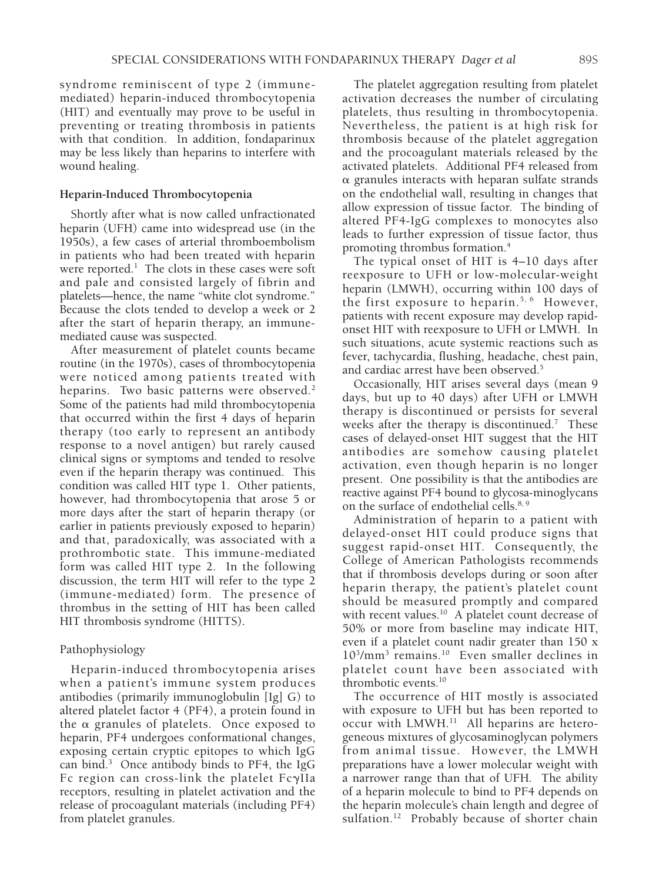syndrome reminiscent of type 2 (immune-mediated) heparin-induced thrombocytopenia (HIT) and eventually may prove to be useful in preventing or treating thrombosis in patients with that condition. In addition, fondaparinux may be less likely than heparins to interfere with wound healing.

## Heparin-Induced Thrombocytopenia

Shortly after what is now called unfractionated heparin (UFH) came into widespread use (in the 1950s), a few cases of arterial thromboembolism in patients who had been treated with heparin were reported.[1] The clots in these cases were soft and pale and consisted largely of fibrin and platelets—hence, the name "white clot syndrome." Because the clots tended to develop a week or 2 after the start of heparin therapy, an immune-mediated cause was suspected.

After measurement of platelet counts became routine (in the 1970s), cases of thrombocytopenia were noticed among patients treated with heparins. Two basic patterns were observed.[2] Some of the patients had mild thrombocytopenia that occurred within the first 4 days of heparin therapy (too early to represent an antibody response to a novel antigen) but rarely caused clinical signs or symptoms and tended to resolve even if the heparin therapy was continued. This condition was called HIT type 1. Other patients, however, had thrombocytopenia that arose 5 or more days after the start of heparin therapy (or earlier in patients previously exposed to heparin) and that, paradoxically, was associated with a prothrombotic state. This immune-mediated form was called HIT type 2. In the following discussion, the term HIT will refer to the type 2 (immune-mediated) form. The presence of thrombus in the setting of HIT has been called HIT thrombosis syndrome (HITTS).

### Pathophysiology

Heparin-induced thrombocytopenia arises when a patient's immune system produces antibodies (primarily immunoglobulin [Ig] G) to altered platelet factor 4 (PF4), a protein found in the α granules of platelets. Once exposed to heparin, PF4 undergoes conformational changes, exposing certain cryptic epitopes to which IgG can bind.[3] Once antibody binds to PF4, the IgG Fc region can cross-link the platelet FcγIIa receptors, resulting in platelet activation and the release of procoagulant materials (including PF4) from platelet granules.

The platelet aggregation resulting from platelet activation decreases the number of circulating platelets, thus resulting in thrombocytopenia. Nevertheless, the patient is at high risk for thrombosis because of the platelet aggregation and the procoagulant materials released by the activated platelets. Additional PF4 released from α granules interacts with heparan sulfate strands on the endothelial wall, resulting in changes that allow expression of tissue factor. The binding of altered PF4-IgG complexes to monocytes also leads to further expression of tissue factor, thus promoting thrombus formation.[4]

The typical onset of HIT is 4–10 days after reexposure to UFH or low-molecular-weight heparin (LMWH), occurring within 100 days of the first exposure to heparin.[5,6] However, patients with recent exposure may develop rapid-onset HIT with reexposure to UFH or LMWH. In such situations, acute systemic reactions such as fever, tachycardia, flushing, headache, chest pain, and cardiac arrest have been observed.[5]

Occasionally, HIT arises several days (mean 9 days, but up to 40 days) after UFH or LMWH therapy is discontinued or persists for several weeks after the therapy is discontinued.[7] These cases of delayed-onset HIT suggest that the HIT antibodies are somehow causing platelet activation, even though heparin is no longer present. One possibility is that the antibodies are reactive against PF4 bound to glycosa-minoglycans on the surface of endothelial cells.[8,9]

Administration of heparin to a patient with delayed-onset HIT could produce signs that suggest rapid-onset HIT. Consequently, the College of American Pathologists recommends that if thrombosis develops during or soon after heparin therapy, the patient's platelet count should be measured promptly and compared with recent values.[10] A platelet count decrease of 50% or more from baseline may indicate HIT, even if a platelet count nadir greater than 150 x $10^3$/mm$^3$ remains.[10] Even smaller declines in platelet count have been associated with thrombotic events.[10]

The occurrence of HIT mostly is associated with exposure to UFH but has been reported to occur with LMWH.[11] All heparins are heterogeneous mixtures of glycosaminoglycan polymers from animal tissue. However, the LMWH preparations have a lower molecular weight with a narrower range than that of UFH. The ability of a heparin molecule to bind to PF4 depends on the heparin molecule's chain length and degree of sulfation.[12] Probably because of shorter chain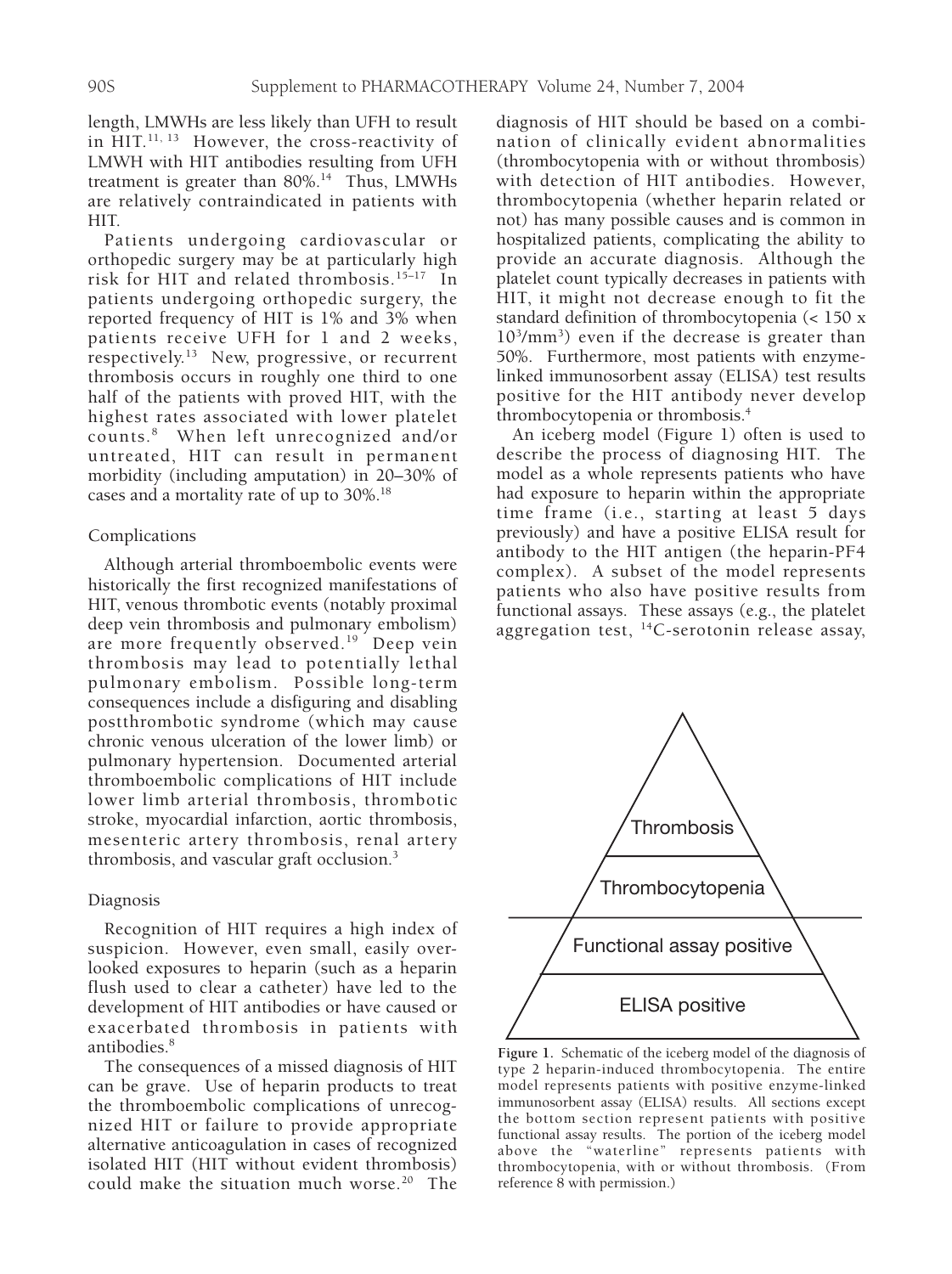length, LMWHs are less likely than UFH to result in HIT.[11, 13] However, the cross-reactivity of LMWH with HIT antibodies resulting from UFH treatment is greater than 80%.[14] Thus, LMWHs are relatively contraindicated in patients with HIT.

Patients undergoing cardiovascular or orthopedic surgery may be at particularly high risk for HIT and related thrombosis.[15–17] In patients undergoing orthopedic surgery, the reported frequency of HIT is 1% and 3% when patients receive UFH for 1 and 2 weeks, respectively.[13] New, progressive, or recurrent thrombosis occurs in roughly one third to one half of the patients with proved HIT, with the highest rates associated with lower platelet counts.[8] When left unrecognized and/or untreated, HIT can result in permanent morbidity (including amputation) in 20–30% of cases and a mortality rate of up to 30%.[18]

## Complications

Although arterial thromboembolic events were historically the first recognized manifestations of HIT, venous thrombotic events (notably proximal deep vein thrombosis and pulmonary embolism) are more frequently observed.[19] Deep vein thrombosis may lead to potentially lethal pulmonary embolism. Possible long-term consequences include a disfiguring and disabling postthrombotic syndrome (which may cause chronic venous ulceration of the lower limb) or pulmonary hypertension. Documented arterial thromboembolic complications of HIT include lower limb arterial thrombosis, thrombotic stroke, myocardial infarction, aortic thrombosis, mesenteric artery thrombosis, renal artery thrombosis, and vascular graft occlusion.[3]

## Diagnosis

Recognition of HIT requires a high index of suspicion. However, even small, easily overlooked exposures to heparin (such as a heparin flush used to clear a catheter) have led to the development of HIT antibodies or have caused or exacerbated thrombosis in patients with antibodies.[8]

The consequences of a missed diagnosis of HIT can be grave. Use of heparin products to treat the thromboembolic complications of unrecognized HIT or failure to provide appropriate alternative anticoagulation in cases of recognized isolated HIT (HIT without evident thrombosis) could make the situation much worse.[20] The diagnosis of HIT should be based on a combination of clinically evident abnormalities (thrombocytopenia with or without thrombosis) with detection of HIT antibodies. However, thrombocytopenia (whether heparin related or not) has many possible causes and is common in hospitalized patients, complicating the ability to provide an accurate diagnosis. Although the platelet count typically decreases in patients with HIT, it might not decrease enough to fit the standard definition of thrombocytopenia ($< 150 \times 10^3/mm^3$) even if the decrease is greater than 50%. Furthermore, most patients with enzyme-linked immunosorbent assay (ELISA) test results positive for the HIT antibody never develop thrombocytopenia or thrombosis.[4]

An iceberg model (Figure 1) often is used to describe the process of diagnosing HIT. The model as a whole represents patients who have had exposure to heparin within the appropriate time frame (i.e., starting at least 5 days previously) and have a positive ELISA result for antibody to the HIT antigen (the heparin-PF4 complex). A subset of the model represents patients who also have positive results from functional assays. These assays (e.g., the platelet aggregation test, $^{14}C$-serotonin release assay,

Thrombosis

Thrombocytopenia

Functional assay positive

ELISA positive

**Figure 1.** Schematic of the iceberg model of the diagnosis of type 2 heparin-induced thrombocytopenia. The entire model represents patients with positive enzyme-linked immunosorbent assay (ELISA) results. All sections except the bottom section represent patients with positive functional assay results. The portion of the iceberg model above the "waterline" represents patients with thrombocytopenia, with or without thrombosis. (From reference 8 with permission.)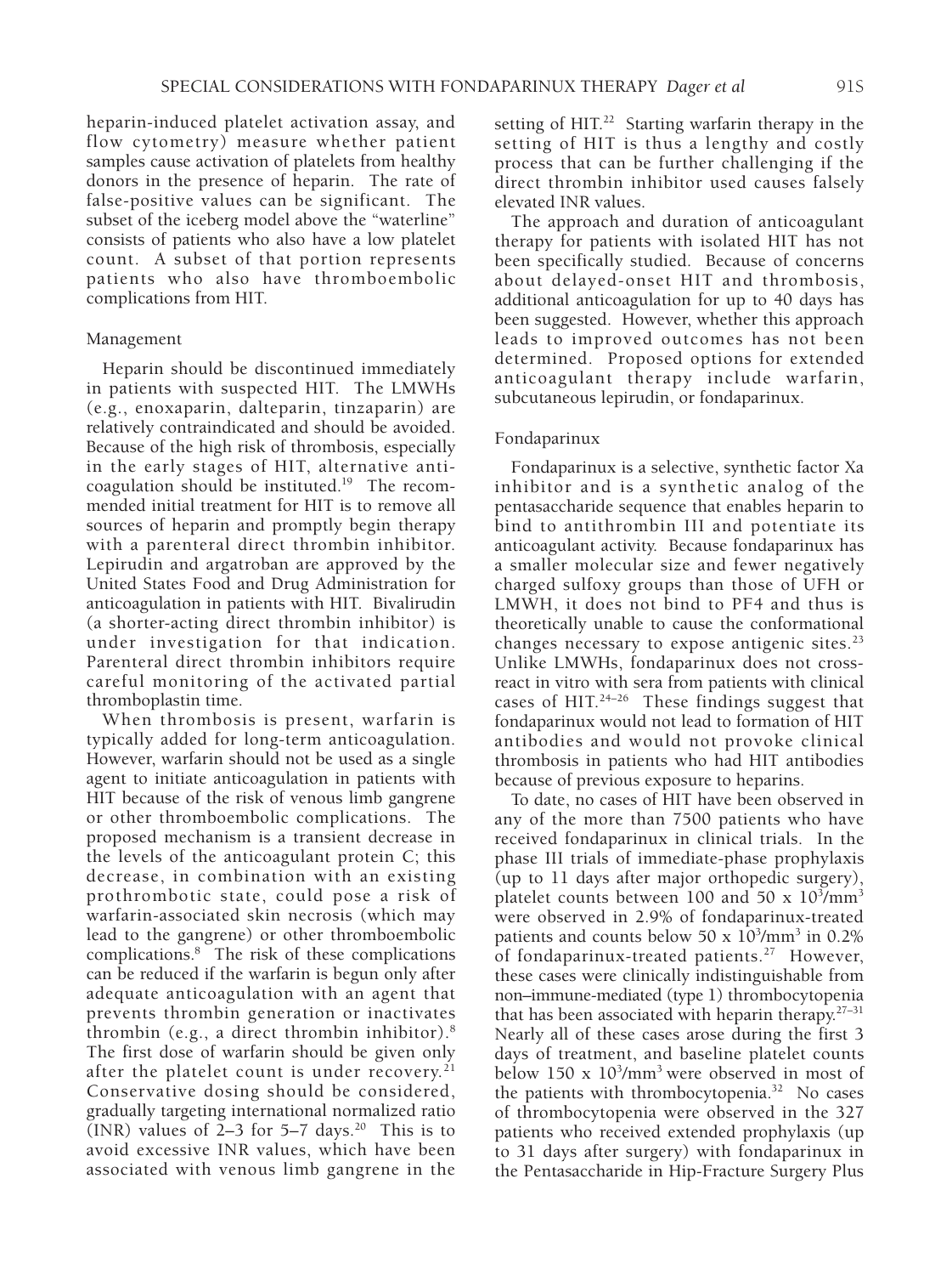heparin-induced platelet activation assay, and flow cytometry) measure whether patient samples cause activation of platelets from healthy donors in the presence of heparin. The rate of false-positive values can be significant. The subset of the iceberg model above the "waterline" consists of patients who also have a low platelet count. A subset of that portion represents patients who also have thromboembolic complications from HIT.

### Management

Heparin should be discontinued immediately in patients with suspected HIT. The LMWHs (e.g., enoxaparin, dalteparin, tinzaparin) are relatively contraindicated and should be avoided. Because of the high risk of thrombosis, especially in the early stages of HIT, alternative anticoagulation should be instituted.[19] The recommended initial treatment for HIT is to remove all sources of heparin and promptly begin therapy with a parenteral direct thrombin inhibitor. Lepirudin and argatroban are approved by the United States Food and Drug Administration for anticoagulation in patients with HIT. Bivalirudin (a shorter-acting direct thrombin inhibitor) is under investigation for that indication. Parenteral direct thrombin inhibitors require careful monitoring of the activated partial thromboplastin time.

When thrombosis is present, warfarin is typically added for long-term anticoagulation. However, warfarin should not be used as a single agent to initiate anticoagulation in patients with HIT because of the risk of venous limb gangrene or other thromboembolic complications. The proposed mechanism is a transient decrease in the levels of the anticoagulant protein C; this decrease, in combination with an existing prothrombotic state, could pose a risk of warfarin-associated skin necrosis (which may lead to the gangrene) or other thromboembolic complications.[8] The risk of these complications can be reduced if the warfarin is begun only after adequate anticoagulation with an agent that prevents thrombin generation or inactivates thrombin (e.g., a direct thrombin inhibitor).[8] The first dose of warfarin should be given only after the platelet count is under recovery.[21] Conservative dosing should be considered, gradually targeting international normalized ratio (INR) values of 2–3 for 5–7 days.[20] This is to avoid excessive INR values, which have been associated with venous limb gangrene in the setting of HIT.[22] Starting warfarin therapy in the setting of HIT is thus a lengthy and costly process that can be further challenging if the direct thrombin inhibitor used causes falsely elevated INR values.

The approach and duration of anticoagulant therapy for patients with isolated HIT has not been specifically studied. Because of concerns about delayed-onset HIT and thrombosis, additional anticoagulation for up to 40 days has been suggested. However, whether this approach leads to improved outcomes has not been determined. Proposed options for extended anticoagulant therapy include warfarin, subcutaneous lepirudin, or fondaparinux.

### Fondaparinux

Fondaparinux is a selective, synthetic factor Xa inhibitor and is a synthetic analog of the pentasaccharide sequence that enables heparin to bind to antithrombin III and potentiate its anticoagulant activity. Because fondaparinux has a smaller molecular size and fewer negatively charged sulfoxy groups than those of UFH or LMWH, it does not bind to PF4 and thus is theoretically unable to cause the conformational changes necessary to expose antigenic sites.[23] Unlike LMWHs, fondaparinux does not cross-react in vitro with sera from patients with clinical cases of HIT.[24–26] These findings suggest that fondaparinux would not lead to formation of HIT antibodies and would not provoke clinical thrombosis in patients who had HIT antibodies because of previous exposure to heparins.

To date, no cases of HIT have been observed in any of the more than 7500 patients who have received fondaparinux in clinical trials. In the phase III trials of immediate-phase prophylaxis (up to 11 days after major orthopedic surgery), platelet counts between 100 and 50 x $10^3$/mm$^3$ were observed in 2.9% of fondaparinux-treated patients and counts below 50 x $10^3$/mm$^3$ in 0.2% of fondaparinux-treated patients.[27] However, these cases were clinically indistinguishable from non–immune-mediated (type 1) thrombocytopenia that has been associated with heparin therapy.[27–31] Nearly all of these cases arose during the first 3 days of treatment, and baseline platelet counts below 150 x $10^3$/mm$^3$ were observed in most of the patients with thrombocytopenia.[32] No cases of thrombocytopenia were observed in the 327 patients who received extended prophylaxis (up to 31 days after surgery) with fondaparinux in the Pentasaccharide in Hip-Fracture Surgery Plus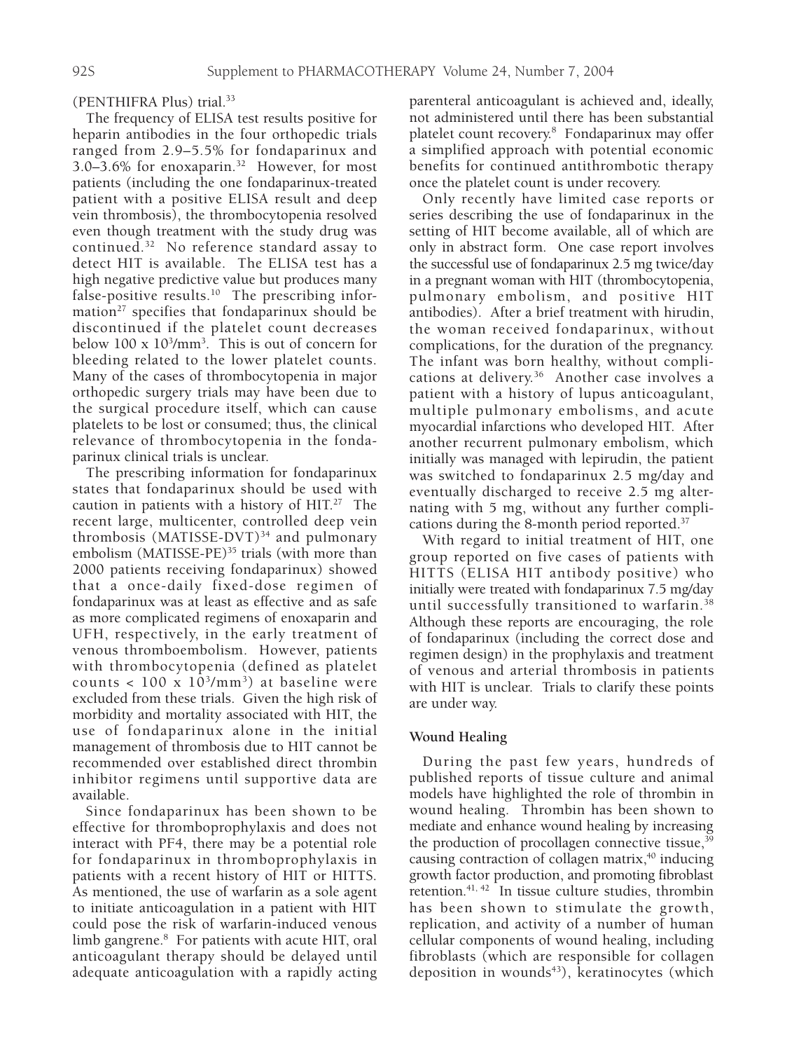(PENTHIFRA Plus) trial.[33]

The frequency of ELISA test results positive for heparin antibodies in the four orthopedic trials ranged from 2.9–5.5% for fondaparinux and 3.0–3.6% for enoxaparin.[32] However, for most patients (including the one fondaparinux-treated patient with a positive ELISA result and deep vein thrombosis), the thrombocytopenia resolved even though treatment with the study drug was continued.[32] No reference standard assay to detect HIT is available. The ELISA test has a high negative predictive value but produces many false-positive results.[10] The prescribing information[27] specifies that fondaparinux should be discontinued if the platelet count decreases below $100 \times 10^3/\text{mm}^3$. This is out of concern for bleeding related to the lower platelet counts. Many of the cases of thrombocytopenia in major orthopedic surgery trials may have been due to the surgical procedure itself, which can cause platelets to be lost or consumed; thus, the clinical relevance of thrombocytopenia in the fondaparinux clinical trials is unclear.

The prescribing information for fondaparinux states that fondaparinux should be used with caution in patients with a history of HIT.[27] The recent large, multicenter, controlled deep vein thrombosis (MATISSE-DVT)[34] and pulmonary embolism (MATISSE-PE)[35] trials (with more than 2000 patients receiving fondaparinux) showed that a once-daily fixed-dose regimen of fondaparinux was at least as effective and as safe as more complicated regimens of enoxaparin and UFH, respectively, in the early treatment of venous thromboembolism. However, patients with thrombocytopenia (defined as platelet counts $< 100 \times 10^3/\text{mm}^3$) at baseline were excluded from these trials. Given the high risk of morbidity and mortality associated with HIT, the use of fondaparinux alone in the initial management of thrombosis due to HIT cannot be recommended over established direct thrombin inhibitor regimens until supportive data are available.

Since fondaparinux has been shown to be effective for thromboprophylaxis and does not interact with PF4, there may be a potential role for fondaparinux in thromboprophylaxis in patients with a recent history of HIT or HITTS. As mentioned, the use of warfarin as a sole agent to initiate anticoagulation in a patient with HIT could pose the risk of warfarin-induced venous limb gangrene.[8] For patients with acute HIT, oral anticoagulant therapy should be delayed until adequate anticoagulation with a rapidly acting parenteral anticoagulant is achieved and, ideally, not administered until there has been substantial platelet count recovery.[8] Fondaparinux may offer a simplified approach with potential economic benefits for continued antithrombotic therapy once the platelet count is under recovery.

Only recently have limited case reports or series describing the use of fondaparinux in the setting of HIT become available, all of which are only in abstract form. One case report involves the successful use of fondaparinux 2.5 mg twice/day in a pregnant woman with HIT (thrombocytopenia, pulmonary embolism, and positive HIT antibodies). After a brief treatment with hirudin, the woman received fondaparinux, without complications, for the duration of the pregnancy. The infant was born healthy, without complications at delivery.[36] Another case involves a patient with a history of lupus anticoagulant, multiple pulmonary embolisms, and acute myocardial infarctions who developed HIT. After another recurrent pulmonary embolism, which initially was managed with lepirudin, the patient was switched to fondaparinux 2.5 mg/day and eventually discharged to receive 2.5 mg alternating with 5 mg, without any further complications during the 8-month period reported.[37]

With regard to initial treatment of HIT, one group reported on five cases of patients with HITTS (ELISA HIT antibody positive) who initially were treated with fondaparinux 7.5 mg/day until successfully transitioned to warfarin.[38] Although these reports are encouraging, the role of fondaparinux (including the correct dose and regimen design) in the prophylaxis and treatment of venous and arterial thrombosis in patients with HIT is unclear. Trials to clarify these points are under way.

### Wound Healing

During the past few years, hundreds of published reports of tissue culture and animal models have highlighted the role of thrombin in wound healing. Thrombin has been shown to mediate and enhance wound healing by increasing the production of procollagen connective tissue,[39] causing contraction of collagen matrix,[40] inducing growth factor production, and promoting fibroblast retention.[41, 42] In tissue culture studies, thrombin has been shown to stimulate the growth, replication, and activity of a number of human cellular components of wound healing, including fibroblasts (which are responsible for collagen deposition in wounds[43]), keratinocytes (which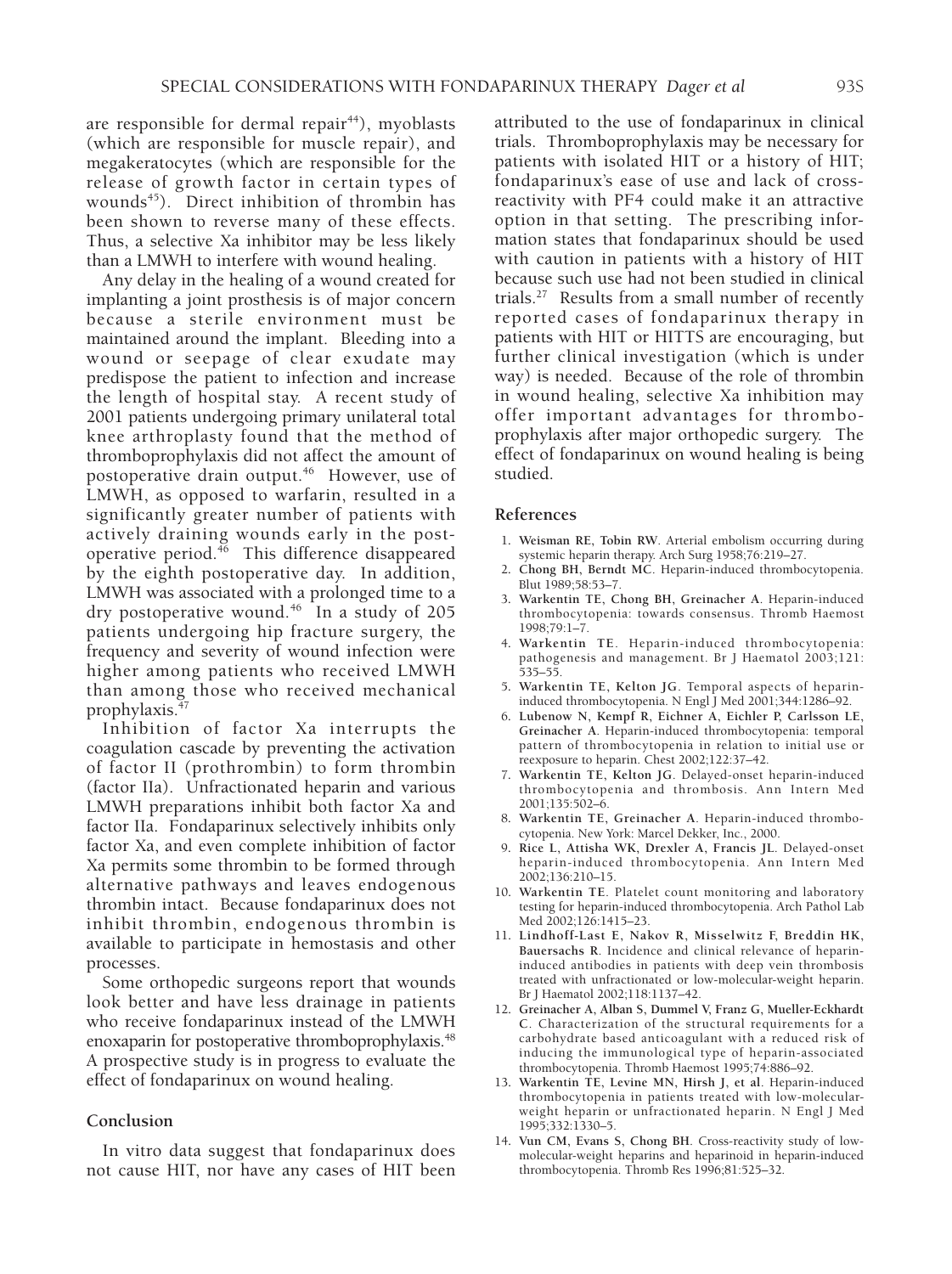are responsible for dermal repair[44]), myoblasts (which are responsible for muscle repair), and megakeratocytes (which are responsible for the release of growth factor in certain types of wounds[45]). Direct inhibition of thrombin has been shown to reverse many of these effects. Thus, a selective Xa inhibitor may be less likely than a LMWH to interfere with wound healing.

Any delay in the healing of a wound created for implanting a joint prosthesis is of major concern because a sterile environment must be maintained around the implant. Bleeding into a wound or seepage of clear exudate may predispose the patient to infection and increase the length of hospital stay. A recent study of 2001 patients undergoing primary unilateral total knee arthroplasty found that the method of thromboprophylaxis did not affect the amount of postoperative drain output.[46] However, use of LMWH, as opposed to warfarin, resulted in a significantly greater number of patients with actively draining wounds early in the postoperative period.[46] This difference disappeared by the eighth postoperative day. In addition, LMWH was associated with a prolonged time to a dry postoperative wound.[46] In a study of 205 patients undergoing hip fracture surgery, the frequency and severity of wound infection were higher among patients who received LMWH than among those who received mechanical prophylaxis.[47]

Inhibition of factor Xa interrupts the coagulation cascade by preventing the activation of factor II (prothrombin) to form thrombin (factor IIa). Unfractionated heparin and various LMWH preparations inhibit both factor Xa and factor IIa. Fondaparinux selectively inhibits only factor Xa, and even complete inhibition of factor Xa permits some thrombin to be formed through alternative pathways and leaves endogenous thrombin intact. Because fondaparinux does not inhibit thrombin, endogenous thrombin is available to participate in hemostasis and other processes.

Some orthopedic surgeons report that wounds look better and have less drainage in patients who receive fondaparinux instead of the LMWH enoxaparin for postoperative thromboprophylaxis.[48] A prospective study is in progress to evaluate the effect of fondaparinux on wound healing.

## Conclusion

In vitro data suggest that fondaparinux does not cause HIT, nor have any cases of HIT been attributed to the use of fondaparinux in clinical trials. Thromboprophylaxis may be necessary for patients with isolated HIT or a history of HIT; fondaparinux's ease of use and lack of cross-reactivity with PF4 could make it an attractive option in that setting. The prescribing information states that fondaparinux should be used with caution in patients with a history of HIT because such use had not been studied in clinical trials.[27] Results from a small number of recently reported cases of fondaparinux therapy in patients with HIT or HITTS are encouraging, but further clinical investigation (which is under way) is needed. Because of the role of thrombin in wound healing, selective Xa inhibition may offer important advantages for thromboprophylaxis after major orthopedic surgery. The effect of fondaparinux on wound healing is being studied.

## References

1. **Weisman RE, Tobin RW**. Arterial embolism occurring during systemic heparin therapy. Arch Surg 1958;76:219–27.
2. **Chong BH, Berndt MC**. Heparin-induced thrombocytopenia. Blut 1989;58:53–7.
3. **Warkentin TE, Chong BH, Greinacher A**. Heparin-induced thrombocytopenia: towards consensus. Thromb Haemost 1998;79:1–7.
4. **Warkentin TE**. Heparin-induced thrombocytopenia: pathogenesis and management. Br J Haematol 2003;121: 535–55.
5. **Warkentin TE, Kelton JG**. Temporal aspects of heparin-induced thrombocytopenia. N Engl J Med 2001;344:1286–92.
6. **Lubenow N, Kempf R, Eichner A, Eichler P, Carlsson LE, Greinacher A**. Heparin-induced thrombocytopenia: temporal pattern of thrombocytopenia in relation to initial use or reexposure to heparin. Chest 2002;122:37–42.
7. **Warkentin TE, Kelton JG**. Delayed-onset heparin-induced thrombocytopenia and thrombosis. Ann Intern Med 2001;135:502–6.
8. **Warkentin TE, Greinacher A**. Heparin-induced thrombocytopenia. New York: Marcel Dekker, Inc., 2000.
9. **Rice L, Attisha WK, Drexler A, Francis JL**. Delayed-onset heparin-induced thrombocytopenia. Ann Intern Med 2002;136:210–15.
10. **Warkentin TE**. Platelet count monitoring and laboratory testing for heparin-induced thrombocytopenia. Arch Pathol Lab Med 2002;126:1415–23.
11. **Lindhoff-Last E, Nakov R, Misselwitz F, Breddin HK, Bauersachs R**. Incidence and clinical relevance of heparin-induced antibodies in patients with deep vein thrombosis treated with unfractionated or low-molecular-weight heparin. Br J Haematol 2002;118:1137–42.
12. **Greinacher A, Alban S, Dummel V, Franz G, Mueller-Eckhardt C**. Characterization of the structural requirements for a carbohydrate based anticoagulant with a reduced risk of inducing the immunological type of heparin-associated thrombocytopenia. Thromb Haemost 1995;74:886–92.
13. **Warkentin TE, Levine MN, Hirsh J, et al**. Heparin-induced thrombocytopenia in patients treated with low-molecular-weight heparin or unfractionated heparin. N Engl J Med 1995;332:1330–5.
14. **Vun CM, Evans S, Chong BH**. Cross-reactivity study of low-molecular-weight heparins and heparinoid in heparin-induced thrombocytopenia. Thromb Res 1996;81:525–32.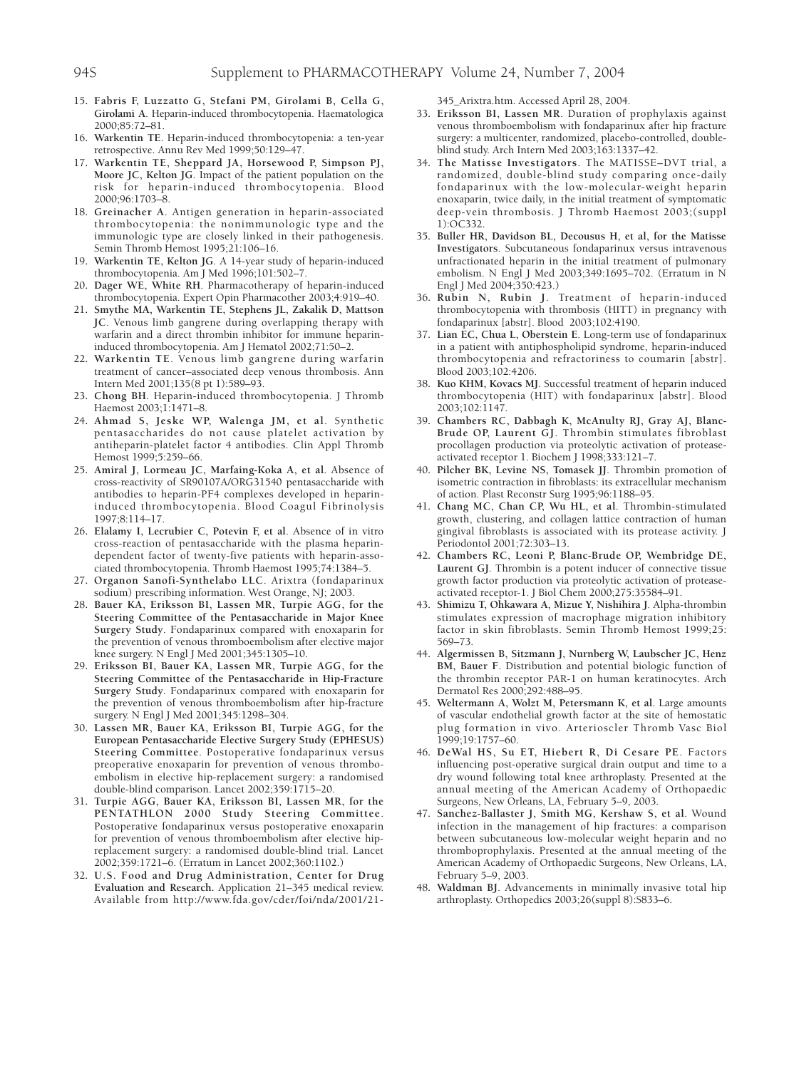15. **Fabris F, Luzzatto G, Stefani PM, Girolami B, Cella G, Girolami A**. Heparin-induced thrombocytopenia. Haematologica 2000;85:72–81.
16. **Warkentin TE**. Heparin-induced thrombocytopenia: a ten-year retrospective. Annu Rev Med 1999;50:129–47.
17. **Warkentin TE, Sheppard JA, Horsewood P, Simpson PJ, Moore JC, Kelton JG**. Impact of the patient population on the risk for heparin-induced thrombocytopenia. Blood 2000;96:1703–8.
18. **Greinacher A**. Antigen generation in heparin-associated thrombocytopenia: the nonimmunologic type and the immunologic type are closely linked in their pathogenesis. Semin Thromb Hemost 1995;21:106–16.
19. **Warkentin TE, Kelton JG**. A 14-year study of heparin-induced thrombocytopenia. Am J Med 1996;101:502–7.
20. **Dager WE, White RH**. Pharmacotherapy of heparin-induced thrombocytopenia. Expert Opin Pharmacother 2003;4:919–40.
21. **Smythe MA, Warkentin TE, Stephens JL, Zakalik D, Mattson JC**. Venous limb gangrene during overlapping therapy with warfarin and a direct thrombin inhibitor for immune heparin-induced thrombocytopenia. Am J Hematol 2002;71:50–2.
22. **Warkentin TE**. Venous limb gangrene during warfarin treatment of cancer–associated deep venous thrombosis. Ann Intern Med 2001;135(8 pt 1):589–93.
23. **Chong BH**. Heparin-induced thrombocytopenia. J Thromb Haemost 2003;1:1471–8.
24. **Ahmad S, Jeske WP, Walenga JM, et al**. Synthetic pentasaccharides do not cause platelet activation by antiheparin-platelet factor 4 antibodies. Clin Appl Thromb Hemost 1999;5:259–66.
25. **Amiral J, Lormeau JC, Marfaing-Koka A, et al**. Absence of cross-reactivity of SR90107A/ORG31540 pentasaccharide with antibodies to heparin-PF4 complexes developed in heparin-induced thrombocytopenia. Blood Coagul Fibrinolysis 1997;8:114–17.
26. **Elalamy I, Lecrubier C, Potevin F, et al**. Absence of in vitro cross-reaction of pentasaccharide with the plasma heparin-dependent factor of twenty-five patients with heparin-associated thrombocytopenia. Thromb Haemost 1995;74:1384–5.
27. **Organon Sanofi-Synthelabo LLC**. Arixtra (fondaparinux sodium) prescribing information. West Orange, NJ; 2003.
28. **Bauer KA, Eriksson BI, Lassen MR, Turpie AGG, for the Steering Committee of the Pentasaccharide in Major Knee Surgery Study**. Fondaparinux compared with enoxaparin for the prevention of venous thromboembolism after elective major knee surgery. N Engl J Med 2001;345:1305–10.
29. **Eriksson BI, Bauer KA, Lassen MR, Turpie AGG, for the Steering Committee of the Pentasaccharide in Hip-Fracture Surgery Study**. Fondaparinux compared with enoxaparin for the prevention of venous thromboembolism after hip-fracture surgery. N Engl J Med 2001;345:1298–304.
30. **Lassen MR, Bauer KA, Eriksson BI, Turpie AGG, for the European Pentasaccharide Elective Surgery Study (EPHESUS) Steering Committee**. Postoperative fondaparinux versus preoperative enoxaparin for prevention of venous thromboembolism in elective hip-replacement surgery: a randomised double-blind comparison. Lancet 2002;359:1715–20.
31. **Turpie AGG, Bauer KA, Eriksson BI, Lassen MR, for the PENTATHLON 2000 Study Steering Committee**. Postoperative fondaparinux versus postoperative enoxaparin for prevention of venous thromboembolism after elective hip-replacement surgery: a randomised double-blind trial. Lancet 2002;359:1721–6. (Erratum in Lancet 2002;360:1102.)
32. **U.S. Food and Drug Administration, Center for Drug Evaluation and Research.** Application 21–345 medical review. Available from http://www.fda.gov/cder/foi/nda/2001/21-345_Arixtra.htm. Accessed April 28, 2004.
33. **Eriksson BI, Lassen MR**. Duration of prophylaxis against venous thromboembolism with fondaparinux after hip fracture surgery: a multicenter, randomized, placebo-controlled, double-blind study. Arch Intern Med 2003;163:1337–42.
34. **The Matisse Investigators**. The MATISSE–DVT trial, a randomized, double-blind study comparing once-daily fondaparinux with the low-molecular-weight heparin enoxaparin, twice daily, in the initial treatment of symptomatic deep-vein thrombosis. J Thromb Haemost 2003;(suppl 1):OC332.
35. **Buller HR, Davidson BL, Decousus H, et al, for the Matisse Investigators**. Subcutaneous fondaparinux versus intravenous unfractionated heparin in the initial treatment of pulmonary embolism. N Engl J Med 2003;349:1695–702. (Erratum in N Engl J Med 2004;350:423.)
36. **Rubin N, Rubin J**. Treatment of heparin-induced thrombocytopenia with thrombosis (HITT) in pregnancy with fondaparinux [abstr]. Blood 2003;102:4190.
37. **Lian EC, Chua L, Oberstein E**. Long-term use of fondaparinux in a patient with antiphospholipid syndrome, heparin-induced thrombocytopenia and refractoriness to coumarin [abstr]. Blood 2003;102:4206.
38. **Kuo KHM, Kovacs MJ**. Successful treatment of heparin induced thrombocytopenia (HIT) with fondaparinux [abstr]. Blood 2003;102:1147.
39. **Chambers RC, Dabbagh K, McAnulty RJ, Gray AJ, Blanc-Brude OP, Laurent GJ**. Thrombin stimulates fibroblast procollagen production via proteolytic activation of protease-activated receptor 1. Biochem J 1998;333:121–7.
40. **Pilcher BK, Levine NS, Tomasek JJ**. Thrombin promotion of isometric contraction in fibroblasts: its extracellular mechanism of action. Plast Reconstr Surg 1995;96:1188–95.
41. **Chang MC, Chan CP, Wu HL, et al**. Thrombin-stimulated growth, clustering, and collagen lattice contraction of human gingival fibroblasts is associated with its protease activity. J Periodontol 2001;72:303–13.
42. **Chambers RC, Leoni P, Blanc-Brude OP, Wembridge DE, Laurent GJ**. Thrombin is a potent inducer of connective tissue growth factor production via proteolytic activation of protease-activated receptor-1. J Biol Chem 2000;275:35584–91.
43. **Shimizu T, Ohkawara A, Mizue Y, Nishihira J**. Alpha-thrombin stimulates expression of macrophage migration inhibitory factor in skin fibroblasts. Semin Thromb Hemost 1999;25:569–73.
44. **Algermissen B, Sitzmann J, Nurnberg W, Laubscher JC, Henz BM, Bauer F**. Distribution and potential biologic function of the thrombin receptor PAR-1 on human keratinocytes. Arch Dermatol Res 2000;292:488–95.
45. **Weltermann A, Wolzt M, Petersmann K, et al**. Large amounts of vascular endothelial growth factor at the site of hemostatic plug formation in vivo. Arterioscler Thromb Vasc Biol 1999;19:1757–60.
46. **DeWal HS, Su ET, Hiebert R, Di Cesare PE**. Factors influencing post-operative surgical drain output and time to a dry wound following total knee arthroplasty. Presented at the annual meeting of the American Academy of Orthopaedic Surgeons, New Orleans, LA, February 5–9, 2003.
47. **Sanchez-Ballaster J, Smith MG, Kershaw S, et al**. Wound infection in the management of hip fractures: a comparison between subcutaneous low-molecular weight heparin and no thromboprophylaxis. Presented at the annual meeting of the American Academy of Orthopaedic Surgeons, New Orleans, LA, February 5–9, 2003.
48. **Waldman BJ**. Advancements in minimally invasive total hip arthroplasty. Orthopedics 2003;26(suppl 8):S833–6.